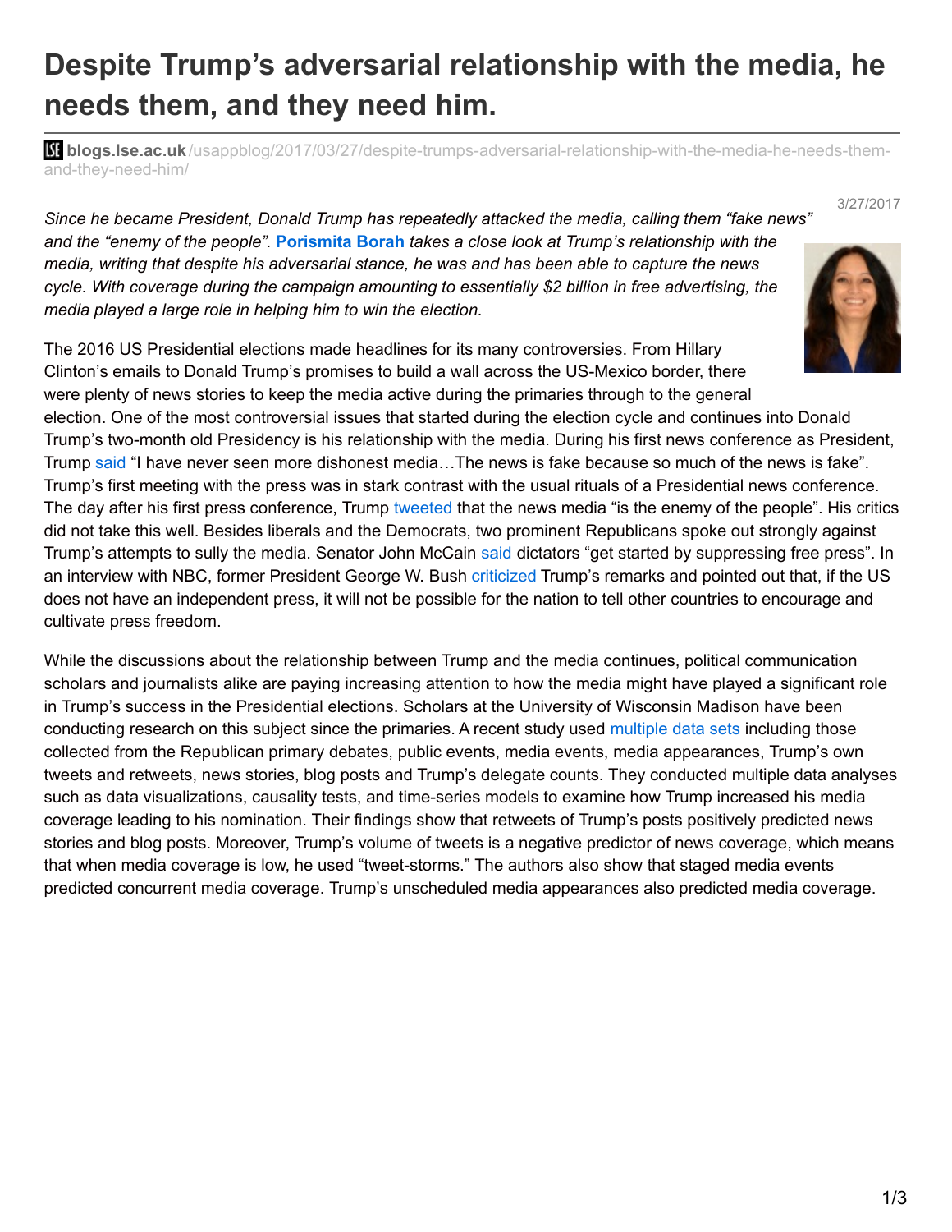# Despite Trump's adversarial relationship with the media, he needs them, and they need him.

**blogs.lse.ac.uk**/usappblog/2017/03/27/despite-trumps-adversarial-relationship-with-the-media-he-needs-them-and-they-need-him/

3/27/2017

*Since he became President, Donald Trump has repeatedly attacked the media, calling them "fake news" and the "enemy of the people".* **Porismita Borah** *takes a close look at Trump's relationship with the media, writing that despite his adversarial stance, he was and has been able to capture the news cycle. With coverage during the campaign amounting to essentially $2 billion in free advertising, the media played a large role in helping him to win the election.*

The 2016 US Presidential elections made headlines for its many controversies. From Hillary Clinton's emails to Donald Trump's promises to build a wall across the US-Mexico border, there were plenty of news stories to keep the media active during the primaries through to the general election. One of the most controversial issues that started during the election cycle and continues into Donald Trump's two-month old Presidency is his relationship with the media. During his first news conference as President, Trump said "I have never seen more dishonest media…The news is fake because so much of the news is fake". Trump's first meeting with the press was in stark contrast with the usual rituals of a Presidential news conference. The day after his first press conference, Trump tweeted that the news media "is the enemy of the people". His critics did not take this well. Besides liberals and the Democrats, two prominent Republicans spoke out strongly against Trump's attempts to sully the media. Senator John McCain said dictators "get started by suppressing free press". In an interview with NBC, former President George W. Bush criticized Trump's remarks and pointed out that, if the US does not have an independent press, it will not be possible for the nation to tell other countries to encourage and cultivate press freedom.

While the discussions about the relationship between Trump and the media continues, political communication scholars and journalists alike are paying increasing attention to how the media might have played a significant role in Trump's success in the Presidential elections. Scholars at the University of Wisconsin Madison have been conducting research on this subject since the primaries. A recent study used multiple data sets including those collected from the Republican primary debates, public events, media events, media appearances, Trump's own tweets and retweets, news stories, blog posts and Trump's delegate counts. They conducted multiple data analyses such as data visualizations, causality tests, and time-series models to examine how Trump increased his media coverage leading to his nomination. Their findings show that retweets of Trump's posts positively predicted news stories and blog posts. Moreover, Trump's volume of tweets is a negative predictor of news coverage, which means that when media coverage is low, he used "tweet-storms." The authors also show that staged media events predicted concurrent media coverage. Trump's unscheduled media appearances also predicted media coverage.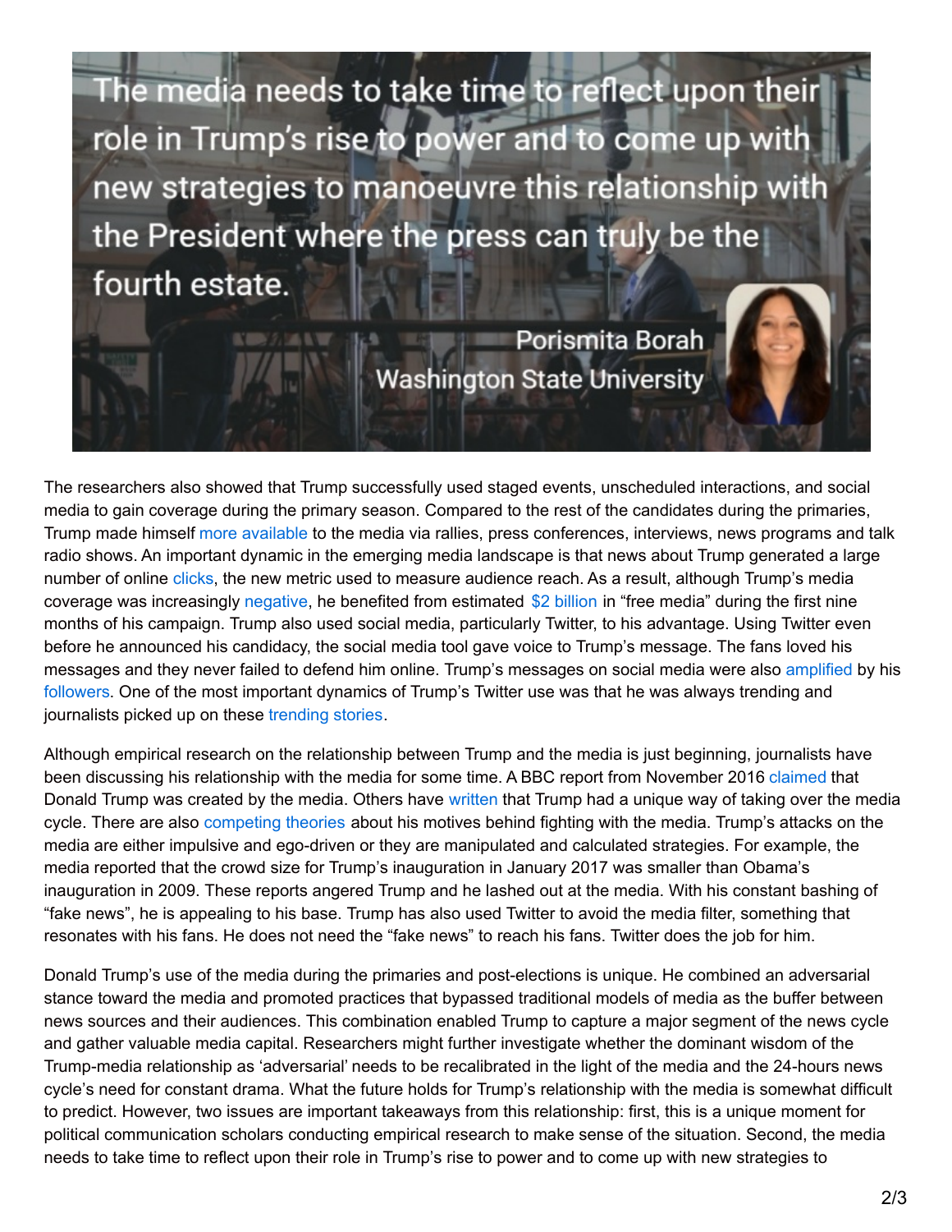The media needs to take time to reflect upon their role in Trump's rise to power and to come up with new strategies to manoeuvre this relationship with the President where the press can truly be the fourth estate.

Porismita Borah
Washington State University

The researchers also showed that Trump successfully used staged events, unscheduled interactions, and social media to gain coverage during the primary season. Compared to the rest of the candidates during the primaries, Trump made himself more available to the media via rallies, press conferences, interviews, news programs and talk radio shows. An important dynamic in the emerging media landscape is that news about Trump generated a large number of online clicks, the new metric used to measure audience reach. As a result, although Trump's media coverage was increasingly negative, he benefited from estimated $2 billion in "free media" during the first nine months of his campaign. Trump also used social media, particularly Twitter, to his advantage. Using Twitter even before he announced his candidacy, the social media tool gave voice to Trump's message. The fans loved his messages and they never failed to defend him online. Trump's messages on social media were also amplified by his followers. One of the most important dynamics of Trump's Twitter use was that he was always trending and journalists picked up on these trending stories.

Although empirical research on the relationship between Trump and the media is just beginning, journalists have been discussing his relationship with the media for some time. A BBC report from November 2016 claimed that Donald Trump was created by the media. Others have written that Trump had a unique way of taking over the media cycle. There are also competing theories about his motives behind fighting with the media. Trump's attacks on the media are either impulsive and ego-driven or they are manipulated and calculated strategies. For example, the media reported that the crowd size for Trump's inauguration in January 2017 was smaller than Obama's inauguration in 2009. These reports angered Trump and he lashed out at the media. With his constant bashing of "fake news", he is appealing to his base. Trump has also used Twitter to avoid the media filter, something that resonates with his fans. He does not need the "fake news" to reach his fans. Twitter does the job for him.

Donald Trump's use of the media during the primaries and post-elections is unique. He combined an adversarial stance toward the media and promoted practices that bypassed traditional models of media as the buffer between news sources and their audiences. This combination enabled Trump to capture a major segment of the news cycle and gather valuable media capital. Researchers might further investigate whether the dominant wisdom of the Trump-media relationship as 'adversarial' needs to be recalibrated in the light of the media and the 24-hours news cycle's need for constant drama. What the future holds for Trump's relationship with the media is somewhat difficult to predict. However, two issues are important takeaways from this relationship: first, this is a unique moment for political communication scholars conducting empirical research to make sense of the situation. Second, the media needs to take time to reflect upon their role in Trump's rise to power and to come up with new strategies to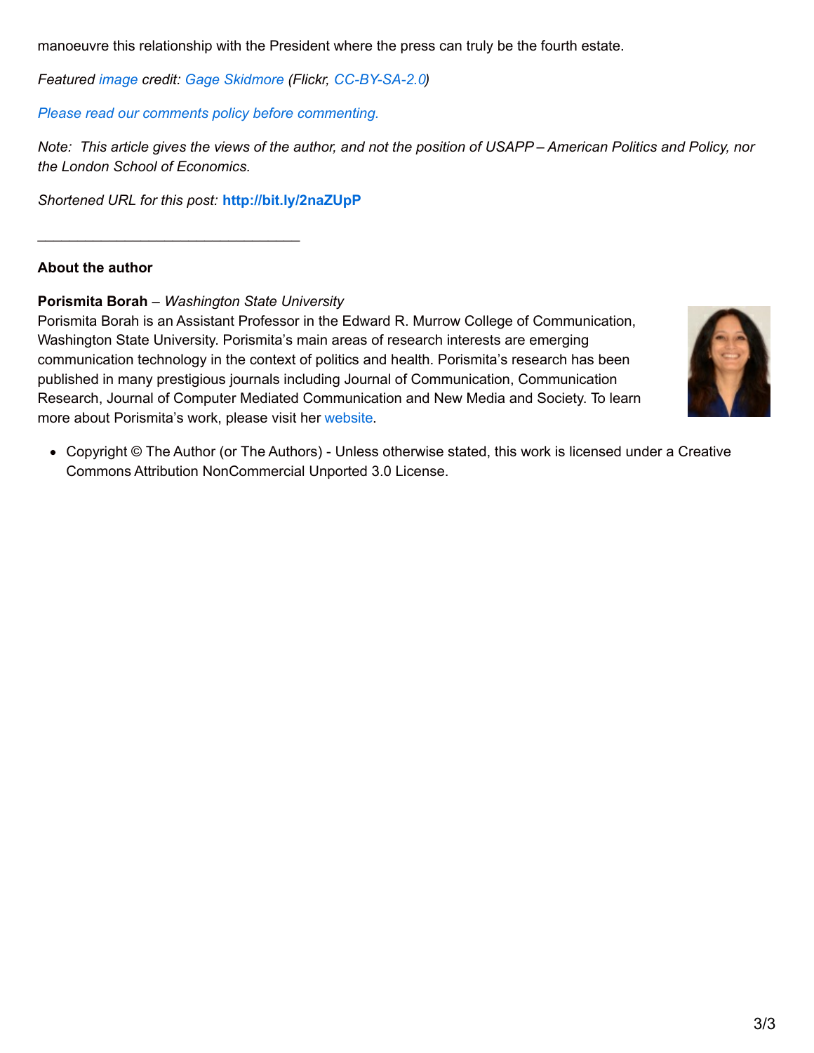manoeuvre this relationship with the President where the press can truly be the fourth estate.

*Featured image credit: Gage Skidmore (Flickr, CC-BY-SA-2.0)*

*Please read our comments policy before commenting.*

*Note: This article gives the views of the author, and not the position of USAPP – American Politics and Policy, nor the London School of Economics.*

*Shortened URL for this post:* **http://bit.ly/2naZUpP**

———————————————————

**About the author**

**Porismita Borah** – *Washington State University*
Porismita Borah is an Assistant Professor in the Edward R. Murrow College of Communication, Washington State University. Porismita's main areas of research interests are emerging communication technology in the context of politics and health. Porismita's research has been published in many prestigious journals including Journal of Communication, Communication Research, Journal of Computer Mediated Communication and New Media and Society. To learn more about Porismita's work, please visit her website.

- Copyright © The Author (or The Authors) - Unless otherwise stated, this work is licensed under a Creative Commons Attribution NonCommercial Unported 3.0 License.